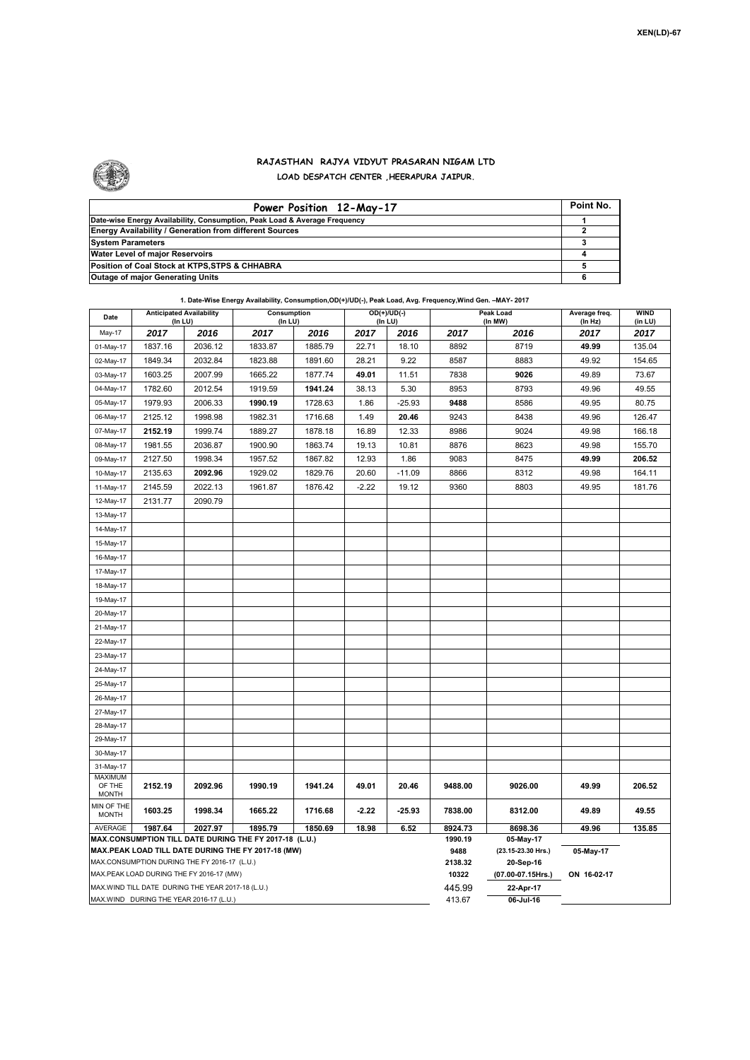XEN(LD)-67

# RAJASTHAN RAJYA VIDYUT PRASARAN NIGAM LTD

## LOAD DESPATCH CENTER ,HEERAPURA JAIPUR.

| Power Position 12-May-17 | Point No. |
|---|---|
| Date-wise Energy Availability, Consumption, Peak Load & Average Frequency | 1 |
| Energy Availability / Generation from different Sources | 2 |
| System Parameters | 3 |
| Water Level of major Reservoirs | 4 |
| Position of Coal Stock at KTPS,STPS & CHHABRA | 5 |
| Outage of major Generating Units | 6 |

**1. Date-Wise Energy Availability, Consumption,OD(+)/UD(-), Peak Load, Avg. Frequency,Wind Gen. –MAY- 2017**

| Date | Anticipated Availability (In LU) | | Consumption (In LU) | | OD(+)/UD(-) (In LU) | | Peak Load (In MW) | | Average freq. (In Hz) | WIND (in LU) |
|---|---|---|---|---|---|---|---|---|---|---|
| May-17 | 2017 | 2016 | 2017 | 2016 | 2017 | 2016 | 2017 | 2016 | 2017 | 2017 |
| 01-May-17 | 1837.16 | 2036.12 | 1833.87 | 1885.79 | 22.71 | 18.10 | 8892 | 8719 | 49.99 | 135.04 |
| 02-May-17 | 1849.34 | 2032.84 | 1823.88 | 1891.60 | 28.21 | 9.22 | 8587 | 8883 | 49.92 | 154.65 |
| 03-May-17 | 1603.25 | 2007.99 | 1665.22 | 1877.74 | 49.01 | 11.51 | 7838 | 9026 | 49.89 | 73.67 |
| 04-May-17 | 1782.60 | 2012.54 | 1919.59 | 1941.24 | 38.13 | 5.30 | 8953 | 8793 | 49.96 | 49.55 |
| 05-May-17 | 1979.93 | 2006.33 | 1990.19 | 1728.63 | 1.86 | -25.93 | 9488 | 8586 | 49.95 | 80.75 |
| 06-May-17 | 2125.12 | 1998.98 | 1982.31 | 1716.68 | 1.49 | 20.46 | 9243 | 8438 | 49.96 | 126.47 |
| 07-May-17 | 2152.19 | 1999.74 | 1889.27 | 1878.18 | 16.89 | 12.33 | 8986 | 9024 | 49.98 | 166.18 |
| 08-May-17 | 1981.55 | 2036.87 | 1900.90 | 1863.74 | 19.13 | 10.81 | 8876 | 8623 | 49.98 | 155.70 |
| 09-May-17 | 2127.50 | 1998.34 | 1957.52 | 1867.82 | 12.93 | 1.86 | 9083 | 8475 | 49.99 | 206.52 |
| 10-May-17 | 2135.63 | 2092.96 | 1929.02 | 1829.76 | 20.60 | -11.09 | 8866 | 8312 | 49.98 | 164.11 |
| 11-May-17 | 2145.59 | 2022.13 | 1961.87 | 1876.42 | -2.22 | 19.12 | 9360 | 8803 | 49.95 | 181.76 |
| 12-May-17 | 2131.77 | 2090.79 | | | | | | | | |
| 13-May-17 | | | | | | | | | | |
| 14-May-17 | | | | | | | | | | |
| 15-May-17 | | | | | | | | | | |
| 16-May-17 | | | | | | | | | | |
| 17-May-17 | | | | | | | | | | |
| 18-May-17 | | | | | | | | | | |
| 19-May-17 | | | | | | | | | | |
| 20-May-17 | | | | | | | | | | |
| 21-May-17 | | | | | | | | | | |
| 22-May-17 | | | | | | | | | | |
| 23-May-17 | | | | | | | | | | |
| 24-May-17 | | | | | | | | | | |
| 25-May-17 | | | | | | | | | | |
| 26-May-17 | | | | | | | | | | |
| 27-May-17 | | | | | | | | | | |
| 28-May-17 | | | | | | | | | | |
| 29-May-17 | | | | | | | | | | |
| 30-May-17 | | | | | | | | | | |
| 31-May-17 | | | | | | | | | | |
| MAXIMUM OF THE MONTH | 2152.19 | 2092.96 | 1990.19 | 1941.24 | 49.01 | 20.46 | 9488.00 | 9026.00 | 49.99 | 206.52 |
| MIN OF THE MONTH | 1603.25 | 1998.34 | 1665.22 | 1716.68 | -2.22 | -25.93 | 7838.00 | 8312.00 | 49.89 | 49.55 |
| AVERAGE | 1987.64 | 2027.97 | 1895.79 | 1850.69 | 18.98 | 6.52 | 8924.73 | 8698.36 | 49.96 | 135.85 |

| | | | |
|---|---|---|---|
| MAX.CONSUMPTION TILL DATE DURING THE FY 2017-18 (L.U.) | 1990.19 | 05-May-17 | |
| MAX.PEAK LOAD TILL DATE DURING THE FY 2017-18 (MW) | 9488 | (23.15-23.30 Hrs.) | 05-May-17 |
| MAX.CONSUMPTION DURING THE FY 2016-17 (L.U.) | 2138.32 | 20-Sep-16 | |
| MAX.PEAK LOAD DURING THE FY 2016-17 (MW) | 10322 | (07.00-07.15Hrs.) | ON 16-02-17 |
| MAX.WIND TILL DATE DURING THE YEAR 2017-18 (L.U.) | 445.99 | 22-Apr-17 | |
| MAX.WIND DURING THE YEAR 2016-17 (L.U.) | 413.67 | 06-Jul-16 | |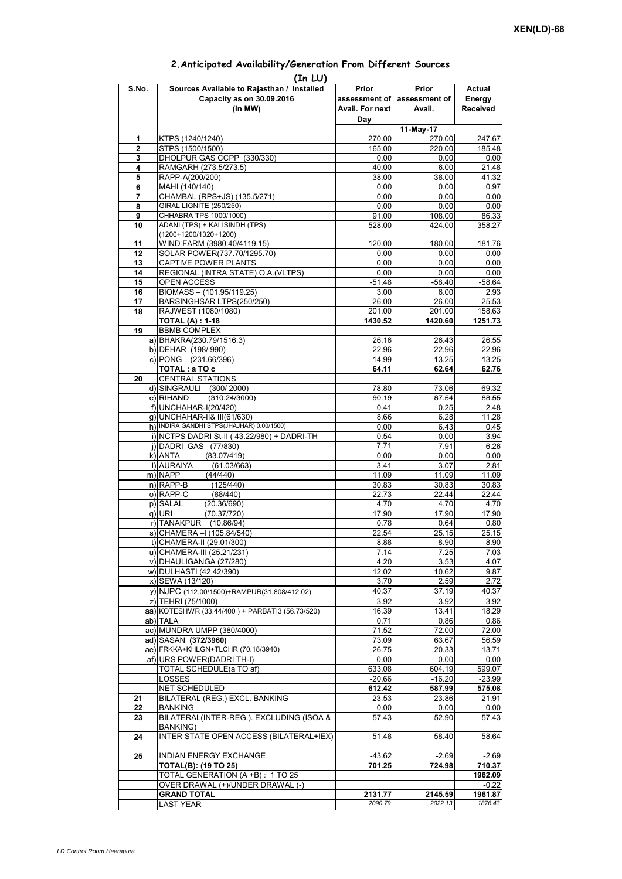XEN(LD)-68

## 2.Anticipated Availability/Generation From Different Sources

(In LU)

| S.No. | Sources Available to Rajasthan / Installed Capacity as on 30.09.2016 (In MW) | Prior assessment of Avail. For next Day | Prior assessment of Avail. | Actual Energy Received |
|---|---|---|---|---|
| | | 11-May-17 | | |
| 1 | KTPS (1240/1240) | 270.00 | 270.00 | 247.67 |
| 2 | STPS (1500/1500) | 165.00 | 220.00 | 185.48 |
| 3 | DHOLPUR GAS CCPP (330/330) | 0.00 | 0.00 | 0.00 |
| 4 | RAMGARH (273.5/273.5) | 40.00 | 6.00 | 21.48 |
| 5 | RAPP-A(200/200) | 38.00 | 38.00 | 41.32 |
| 6 | MAHI (140/140) | 0.00 | 0.00 | 0.97 |
| 7 | CHAMBAL (RPS+JS) (135.5/271) | 0.00 | 0.00 | 0.00 |
| 8 | GIRAL LIGNITE (250/250) | 0.00 | 0.00 | 0.00 |
| 9 | CHHABRA TPS 1000/1000) | 91.00 | 108.00 | 86.33 |
| 10 | ADANI (TPS) + KALISINDH (TPS) (1200+1200/1320+1200) | 528.00 | 424.00 | 358.27 |
| 11 | WIND FARM (3980.40/4119.15) | 120.00 | 180.00 | 181.76 |
| 12 | SOLAR POWER(737.70/1295.70) | 0.00 | 0.00 | 0.00 |
| 13 | CAPTIVE POWER PLANTS | 0.00 | 0.00 | 0.00 |
| 14 | REGIONAL (INTRA STATE) O.A.(VLTPS) | 0.00 | 0.00 | 0.00 |
| 15 | OPEN ACCESS | -51.48 | -58.40 | -58.64 |
| 16 | BIOMASS – (101.95/119.25) | 3.00 | 6.00 | 2.93 |
| 17 | BARSINGHSAR LTPS(250/250) | 26.00 | 26.00 | 25.53 |
| 18 | RAJWEST (1080/1080) | 201.00 | 201.00 | 158.63 |
| | **TOTAL (A) : 1-18** | **1430.52** | **1420.60** | **1251.73** |
| 19 | BBMB COMPLEX | | | |
| | a) BHAKRA(230.79/1516.3) | 26.16 | 26.43 | 26.55 |
| | b) DEHAR (198/ 990) | 22.96 | 22.96 | 22.96 |
| | c) PONG (231.66/396) | 14.99 | 13.25 | 13.25 |
| | **TOTAL : a TO c** | **64.11** | **62.64** | **62.76** |
| 20 | CENTRAL STATIONS | | | |
| | d) SINGRAULI (300/ 2000) | 78.80 | 73.06 | 69.32 |
| | e) RIHAND (310.24/3000) | 90.19 | 87.54 | 88.55 |
| | f) UNCHAHAR-I(20/420) | 0.41 | 0.25 | 2.48 |
| | g) UNCHAHAR-II& III(61/630) | 8.66 | 6.28 | 11.28 |
| | h) INDIRA GANDHI STPS(JHAJHAR) 0.00/1500) | 0.00 | 6.43 | 0.45 |
| | i) NCTPS DADRI St-II ( 43.22/980) + DADRI-TH | 0.54 | 0.00 | 3.94 |
| | j) DADRI GAS (77/830) | 7.71 | 7.91 | 6.26 |
| | k) ANTA (83.07/419) | 0.00 | 0.00 | 0.00 |
| | l) AURAIYA (61.03/663) | 3.41 | 3.07 | 2.81 |
| | m) NAPP (44/440) | 11.09 | 11.09 | 11.09 |
| | n) RAPP-B (125/440) | 30.83 | 30.83 | 30.83 |
| | o) RAPP-C (88/440) | 22.73 | 22.44 | 22.44 |
| | p) SALAL (20.36/690) | 4.70 | 4.70 | 4.70 |
| | q) URI (70.37/720) | 17.90 | 17.90 | 17.90 |
| | r) TANAKPUR (10.86/94) | 0.78 | 0.64 | 0.80 |
| | s) CHAMERA –I (105.84/540) | 22.54 | 25.15 | 25.15 |
| | t) CHAMERA-II (29.01/300) | 8.88 | 8.90 | 8.90 |
| | u) CHAMERA-III (25.21/231) | 7.14 | 7.25 | 7.03 |
| | v) DHAULIGANGA (27/280) | 4.20 | 3.53 | 4.07 |
| | w) DULHASTI (42.42/390) | 12.02 | 10.62 | 9.87 |
| | x) SEWA (13/120) | 3.70 | 2.59 | 2.72 |
| | y) NJPC (112.00/1500)+RAMPUR(31.808/412.02) | 40.37 | 37.19 | 40.37 |
| | z) TEHRI (75/1000) | 3.92 | 3.92 | 3.92 |
| | aa) KOTESHWR (33.44/400 ) + PARBATI3 (56.73/520) | 16.39 | 13.41 | 18.29 |
| | ab) TALA | 0.71 | 0.86 | 0.86 |
| | ac) MUNDRA UMPP (380/4000) | 71.52 | 72.00 | 72.00 |
| | ad) SASAN **(372/3960)** | 73.09 | 63.67 | 56.59 |
| | ae) FRKKA+KHLGN+TLCHR (70.18/3940) | 26.75 | 20.33 | 13.71 |
| | af) URS POWER(DADRI TH-I) | 0.00 | 0.00 | 0.00 |
| | TOTAL SCHEDULE(a TO af) | 633.08 | 604.19 | 599.07 |
| | LOSSES | -20.66 | -16.20 | -23.99 |
| | NET SCHEDULED | **612.42** | **587.99** | **575.08** |
| 21 | BILATERAL (REG.) EXCL. BANKING | 23.53 | 23.86 | 21.91 |
| 22 | BANKING | 0.00 | 0.00 | 0.00 |
| 23 | BILATERAL(INTER-REG.). EXCLUDING (ISOA & BANKING) | 57.43 | 52.90 | 57.43 |
| 24 | INTER STATE OPEN ACCESS (BILATERAL+IEX) | 51.48 | 58.40 | 58.64 |
| 25 | INDIAN ENERGY EXCHANGE | -43.62 | -2.69 | -2.69 |
| | **TOTAL(B): (19 TO 25)** | **701.25** | **724.98** | **710.37** |
| | TOTAL GENERATION (A +B) : 1 TO 25 | | | **1962.09** |
| | OVER DRAWAL (+)/UNDER DRAWAL (-) | | | -0.22 |
| | **GRAND TOTAL** | **2131.77** | **2145.59** | **1961.87** |
| | LAST YEAR | *2090.79* | *2022.13* | *1876.43* |

*LD Control Room Heerapura*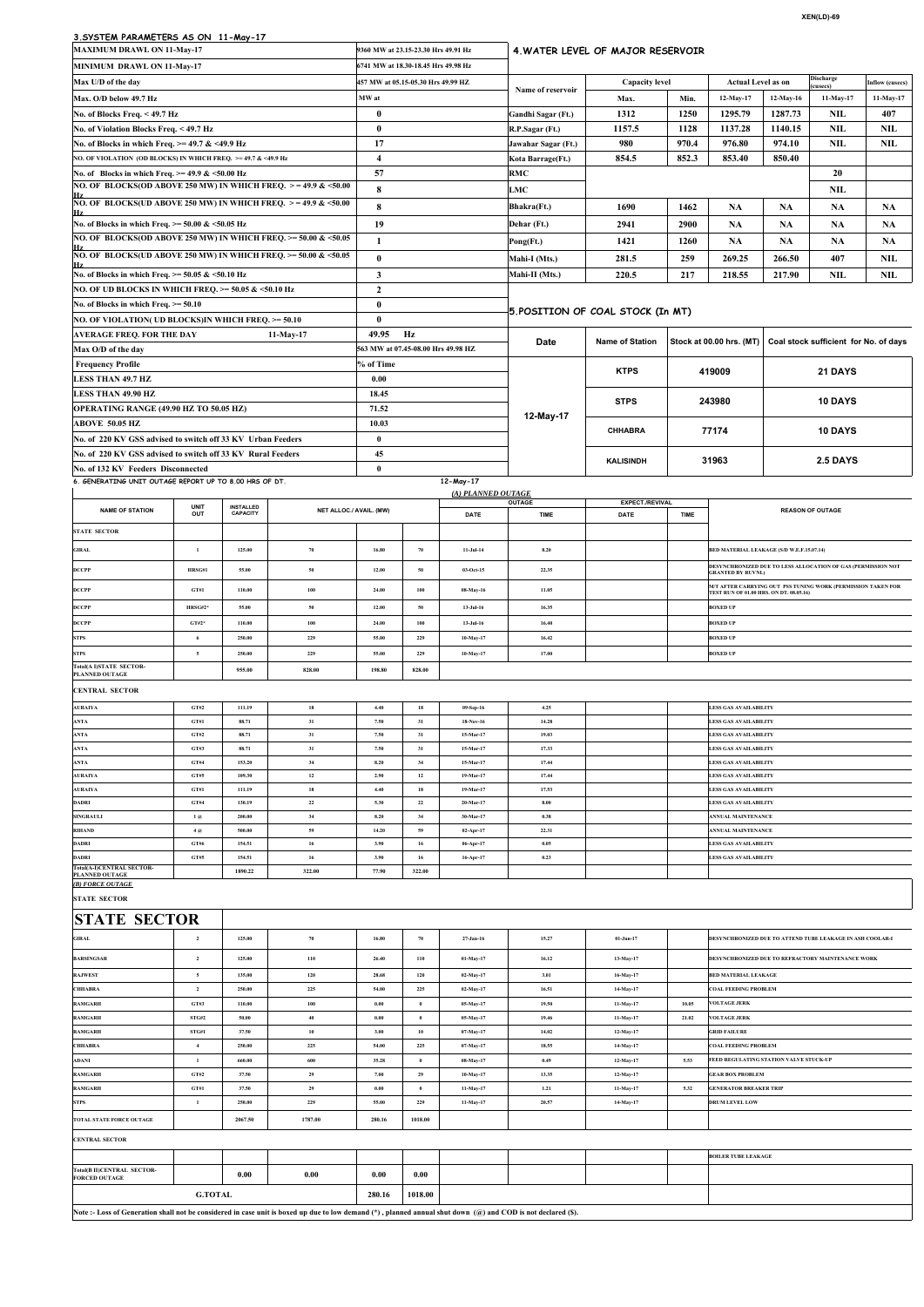XEN(LD)-69

### 3.SYSTEM PARAMETERS AS ON 11-May-17

| | | |
|---|---|---|
| MAXIMUM DRAWL ON 11-May-17 | | 9360 MW at 23.15-23.30 Hrs 49.91 Hz |
| MINIMUM DRAWL ON 11-May-17 | | 6741 MW at 18.30-18.45 Hrs 49.98 Hz |
| Max U/D of the day | | 457 MW at 05.15-05.30 Hrs 49.99 HZ |
| Max. O/D below 49.7 Hz | | MW at |
| No. of Blocks Freq. < 49.7 Hz | | 0 |
| No. of Violation Blocks Freq. < 49.7 Hz | | 0 |
| No. of Blocks in which Freq. >= 49.7 & <49.9 Hz | | 17 |
| NO. OF VIOLATION (OD BLOCKS) IN WHICH FREQ. >= 49.7 & <49.9 Hz | | 4 |
| No. of Blocks in which Freq. >= 49.9 & <50.00 Hz | | 57 |
| NO. OF BLOCKS(OD ABOVE 250 MW) IN WHICH FREQ. > = 49.9 & <50.00 Hz | | 8 |
| NO. OF BLOCKS(UD ABOVE 250 MW) IN WHICH FREQ. > = 49.9 & <50.00 Hz | | 8 |
| No. of Blocks in which Freq. >= 50.00 & <50.05 Hz | | 19 |
| NO. OF BLOCKS(OD ABOVE 250 MW) IN WHICH FREQ. >= 50.00 & <50.05 Hz | | 1 |
| NO. OF BLOCKS(UD ABOVE 250 MW) IN WHICH FREQ. >= 50.00 & <50.05 Hz | | 0 |
| No. of Blocks in which Freq. >= 50.05 & <50.10 Hz | | 3 |
| NO. OF UD BLOCKS IN WHICH FREQ. >= 50.05 & <50.10 Hz | | 2 |
| No. of Blocks in which Freq. >= 50.10 | | 0 |
| NO. OF VIOLATION( UD BLOCKS)IN WHICH FREQ. >= 50.10 | | 0 |
| AVERAGE FREQ. FOR THE DAY | 11-May-17 | 49.95 Hz |
| Max O/D of the day | | 563 MW at 07.45-08.00 Hrs 49.98 HZ |
| Frequency Profile | | % of Time |
| LESS THAN 49.7 HZ | | 0.00 |
| LESS THAN 49.90 HZ | | 18.45 |
| OPERATING RANGE (49.90 HZ TO 50.05 HZ) | | 71.52 |
| ABOVE 50.05 HZ | | 10.03 |
| No. of 220 KV GSS advised to switch off 33 KV Urban Feeders | | 0 |
| No. of 220 KV GSS advised to switch off 33 KV Rural Feeders | | 45 |
| No. of 132 KV Feeders Disconnected | | 0 |

### 4.WATER LEVEL OF MAJOR RESERVOIR

| Name of reservoir | Capacity level | | Actual Level as on | | Discharge (cusecs) | Inflow (cusecs) |
|---|---|---|---|---|---|---|
| | Max. | Min. | 12-May-17 | 12-May-16 | 11-May-17 | 11-May-17 |
| Gandhi Sagar (Ft.) | 1312 | 1250 | 1295.79 | 1287.73 | NIL | 407 |
| R.P.Sagar (Ft.) | 1157.5 | 1128 | 1137.28 | 1140.15 | NIL | NIL |
| Jawahar Sagar (Ft.) | 980 | 970.4 | 976.80 | 974.10 | NIL | NIL |
| Kota Barrage(Ft.) | 854.5 | 852.3 | 853.40 | 850.40 | | |
| RMC | | | | | 20 | |
| LMC | | | | | NIL | |
| Bhakra(Ft.) | 1690 | 1462 | NA | NA | NA | NA |
| Dehar (Ft.) | 2941 | 2900 | NA | NA | NA | NA |
| Pong(Ft.) | 1421 | 1260 | NA | NA | NA | NA |
| Mahi-I (Mts.) | 281.5 | 259 | 269.25 | 266.50 | 407 | NIL |
| Mahi-II (Mts.) | 220.5 | 217 | 218.55 | 217.90 | NIL | NIL |

### 5.POSITION OF COAL STOCK (In MT)

| Date | Name of Station | Stock at 00.00 hrs. (MT) | Coal stock sufficient for No. of days |
|---|---|---|---|
| 12-May-17 | KTPS | 419009 | 21 DAYS |
| | STPS | 243980 | 10 DAYS |
| | CHHABRA | 77174 | 10 DAYS |
| | KALISINDH | 31963 | 2.5 DAYS |

### 6. GENERATING UNIT OUTAGE REPORT UP TO 8.00 HRS OF DT. 12-May-17

*(A) PLANNED OUTAGE*

| NAME OF STATION | UNIT OUT | INSTALLED CAPACITY | NET ALLOC./ AVAIL. (MW) | | | OUTAGE DATE | OUTAGE TIME | EXPECT./REVIVAL DATE | EXPECT./REVIVAL TIME | REASON OF OUTAGE |
|---|---|---|---|---|---|---|---|---|---|---|
| **STATE SECTOR** | | | | | | | | | | |
| GIRAL | 1 | 125.00 | 70 | 16.80 | 70 | 11-Jul-14 | 8.20 | | | BED MATERIAL LEAKAGE (S/D W.E.F.15.07.14) |
| DCCPP | HRSG#1 | 55.00 | 50 | 12.00 | 50 | 03-Oct-15 | 22.35 | | | DESYNCHRONIZED DUE TO LESS ALLOCATION OF GAS (PERMISSION NOT GRANTED BY RUVNL) |
| DCCPP | GT#1 | 110.00 | 100 | 24.00 | 100 | 08-May-16 | 11.05 | | | S/T AFTER CARRYING OUT PSS TUNING WORK (PERMISSION TAKEN FOR TEST RUN OF 01.00 HRS. ON DT. 08.05.16) |
| DCCPP | HRSG#2* | 55.00 | 50 | 12.00 | 50 | 13-Jul-16 | 16.35 | | | BOXED UP |
| DCCPP | GT#2* | 110.00 | 100 | 24.00 | 100 | 13-Jul-16 | 16.40 | | | BOXED UP |
| STPS | 6 | 250.00 | 229 | 55.00 | 229 | 10-May-17 | 16.42 | | | BOXED UP |
| STPS | 5 | 250.00 | 229 | 55.00 | 229 | 10-May-17 | 17.00 | | | BOXED UP |
| Total(A I)STATE SECTOR-PLANNED OUTAGE | | 955.00 | 828.00 | 198.80 | 828.00 | | | | | |
| **CENTRAL SECTOR** | | | | | | | | | | |
| AURAIYA | GT#2 | 111.19 | 18 | 4.40 | 18 | 09-Sep-16 | 4.25 | | | LESS GAS AVAILABILITY |
| ANTA | GT#1 | 88.71 | 31 | 7.50 | 31 | 18-Nov-16 | 14.28 | | | LESS GAS AVAILABILITY |
| ANTA | GT#2 | 88.71 | 31 | 7.50 | 31 | 15-Mar-17 | 19.03 | | | LESS GAS AVAILABILITY |
| ANTA | GT#3 | 88.71 | 31 | 7.50 | 31 | 15-Mar-17 | 17.33 | | | LESS GAS AVAILABILITY |
| ANTA | GT#4 | 153.20 | 34 | 8.20 | 34 | 15-Mar-17 | 17.44 | | | LESS GAS AVAILABILITY |
| AURAIYA | GT#5 | 109.30 | 12 | 2.90 | 12 | 19-Mar-17 | 17.44 | | | LESS GAS AVAILABILITY |
| AURAIYA | GT#1 | 111.19 | 18 | 4.40 | 18 | 19-Mar-17 | 17.53 | | | LESS GAS AVAILABILITY |
| DADRI | GT#4 | 130.19 | 22 | 5.30 | 22 | 20-Mar-17 | 8.00 | | | LESS GAS AVAILABILITY |
| SINGRAULI | 1 @ | 200.00 | 34 | 8.20 | 34 | 30-Mar-17 | 0.38 | | | ANNUAL MAINTENANCE |
| RIHAND | 4 @ | 500.00 | 59 | 14.20 | 59 | 02-Apr-17 | 22.31 | | | ANNUAL MAINTENANCE |
| DADRI | GT#6 | 154.51 | 16 | 3.90 | 16 | 06-Apr-17 | 0.05 | | | LESS GAS AVAILABILITY |
| DADRI | GT#5 | 154.51 | 16 | 3.90 | 16 | 16-Apr-17 | 0.23 | | | LESS GAS AVAILABILITY |
| Total(A-I)CENTRAL SECTOR-PLANNED OUTAGE | | 1890.22 | 322.00 | 77.90 | 322.00 | | | | | |

*(B) FORCE OUTAGE*

**STATE SECTOR**

| NAME OF STATION | UNIT OUT | INSTALLED CAPACITY | NET ALLOC./ AVAIL. (MW) | | | OUTAGE DATE | OUTAGE TIME | EXPECT./REVIVAL DATE | EXPECT./REVIVAL TIME | REASON OF OUTAGE |
|---|---|---|---|---|---|---|---|---|---|---|
| GIRAL | 2 | 125.00 | 70 | 16.80 | 70 | 27-Jan-16 | 15.27 | 01-Jun-17 | | DESYNCHRONIZED DUE TO ATTEND TUBE LEAKAGE IN ASH COOLAR-I |
| BARSINGSAR | 2 | 125.00 | 110 | 26.40 | 110 | 01-May-17 | 16.12 | 13-May-17 | | DESYNCHRONIZED DUE TO REFRACTORY MAINTENANCE WORK |
| RAJWEST | 5 | 135.00 | 120 | 28.68 | 120 | 02-May-17 | 3.01 | 16-May-17 | | BED MATERIAL LEAKAGE |
| CHHABRA | 2 | 250.00 | 225 | 54.00 | 225 | 02-May-17 | 16.51 | 14-May-17 | | COAL FEEDING PROBLEM |
| RAMGARH | GT#3 | 110.00 | 100 | 0.00 | 0 | 05-May-17 | 19.50 | 11-May-17 | 10.05 | VOLTAGE JERK |
| RAMGARH | STG#2 | 50.00 | 40 | 0.00 | 0 | 05-May-17 | 19.46 | 11-May-17 | 21.02 | VOLTAGE JERK |
| RAMGARH | STG#1 | 37.50 | 10 | 3.00 | 10 | 07-May-17 | 14.02 | 12-May-17 | | GRID FAILURE |
| CHHABRA | 4 | 250.00 | 225 | 54.00 | 225 | 07-May-17 | 18.55 | 14-May-17 | | COAL FEEDING PROBLEM |
| ADANI | 1 | 660.00 | 600 | 35.28 | 0 | 08-May-17 | 0.49 | 12-May-17 | 5.53 | FEED REGULATING STATION VALVE STUCK-UP |
| RAMGARH | GT#2 | 37.50 | 29 | 7.00 | 29 | 10-May-17 | 13.35 | 12-May-17 | | GEAR BOX PROBLEM |
| RAMGARH | GT#1 | 37.50 | 29 | 0.00 | 0 | 11-May-17 | 1.21 | 11-May-17 | 5.32 | GENERATOR BREAKER TRIP |
| STPS | 1 | 250.00 | 229 | 55.00 | 229 | 11-May-17 | 20.57 | 14-May-17 | | DRUM LEVEL LOW |
| TOTAL STATE FORCE OUTAGE | | 2067.50 | 1787.00 | 280.16 | 1018.00 | | | | | |
| **CENTRAL SECTOR** | | | | | | | | | | |
| | | | | | | | | | | BOILER TUBE LEAKAGE |
| Total(B II)CENTRAL SECTOR-FORCED OUTAGE | | 0.00 | 0.00 | 0.00 | 0.00 | | | | | |
| G.TOTAL | | | | 280.16 | 1018.00 | | | | | |

Note :- Loss of Generation shall not be considered in case unit is boxed up due to low demand (*) , planned annual shut down (@) and COD is not declared ($).